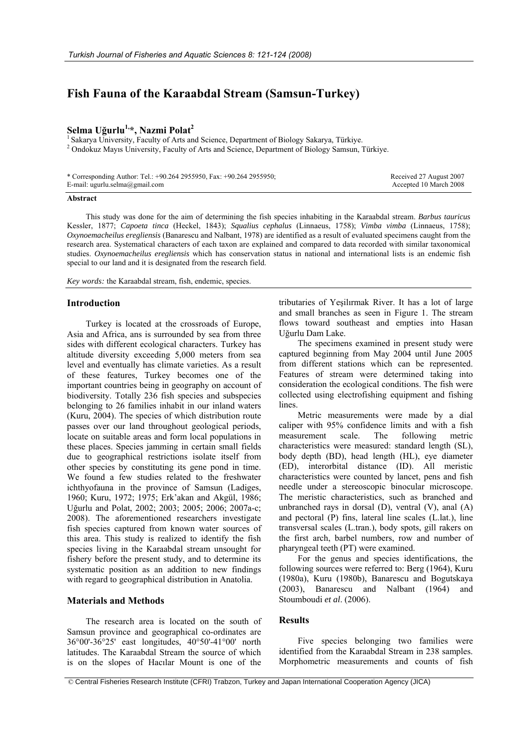# Fish Fauna of the Karaabdal Stream (Samsun-Turkey)

**Selma Uğurlu[1,*], Nazmi Polat[2]**

[1] Sakarya University, Faculty of Arts and Science, Department of Biology Sakarya, Türkiye.
[2] Ondokuz Mayıs University, Faculty of Arts and Science, Department of Biology Samsun, Türkiye.

\* Corresponding Author: Tel.: +90.264 2955950, Fax: +90.264 2955950;
E-mail: ugurlu.selma@gmail.com

Received 27 August 2007
Accepted 10 March 2008

**Abstract**

This study was done for the aim of determining the fish species inhabiting in the Karaabdal stream. *Barbus tauricus* Kessler, 1877; *Capoeta tinca* (Heckel, 1843); *Squalius cephalus* (Linnaeus, 1758); *Vimba vimba* (Linnaeus, 1758); *Oxynoemacheilus eregliensis* (Banarescu and Nalbant, 1978) are identified as a result of evaluated specimens caught from the research area. Systematical characters of each taxon are explained and compared to data recorded with similar taxonomical studies. *Oxynoemacheilus eregliensis* which has conservation status in national and international lists is an endemic fish special to our land and it is designated from the research field.

*Key words:* the Karaabdal stream, fish, endemic, species.

## Introduction

Turkey is located at the crossroads of Europe, Asia and Africa, ans is surrounded by sea from three sides with different ecological characters. Turkey has altitude diversity exceeding 5,000 meters from sea level and eventually has climate varieties. As a result of these features, Turkey becomes one of the important countries being in geography on account of biodiversity. Totally 236 fish species and subspecies belonging to 26 families inhabit in our inland waters (Kuru, 2004). The species of which distribution route passes over our land throughout geological periods, locate on suitable areas and form local populations in these places. Species jamming in certain small fields due to geographical restrictions isolate itself from other species by constituting its gene pond in time. We found a few studies related to the freshwater ichthyofauna in the province of Samsun (Ladiges, 1960; Kuru, 1972; 1975; Erk'akan and Akgül, 1986; Uğurlu and Polat, 2002; 2003; 2005; 2006; 2007a-c; 2008). The aforementioned researchers investigate fish species captured from known water sources of this area. This study is realized to identify the fish species living in the Karaabdal stream unsought for fishery before the present study, and to determine its systematic position as an addition to new findings with regard to geographical distribution in Anatolia.

## Materials and Methods

The research area is located on the south of Samsun province and geographical co-ordinates are 36°00'-36°25' east longitudes, 40°50'-41°00' north latitudes. The Karaabdal Stream the source of which is on the slopes of Hacılar Mount is one of the tributaries of Yeşilırmak River. It has a lot of large and small branches as seen in Figure 1. The stream flows toward southeast and empties into Hasan Uğurlu Dam Lake.

The specimens examined in present study were captured beginning from May 2004 until June 2005 from different stations which can be represented. Features of stream were determined taking into consideration the ecological conditions. The fish were collected using electrofishing equipment and fishing lines.

Metric measurements were made by a dial caliper with 95% confidence limits and with a fish measurement scale. The following metric characteristics were measured: standard length (SL), body depth (BD), head length (HL), eye diameter (ED), interorbital distance (ID). All meristic characteristics were counted by lancet, pens and fish needle under a stereoscopic binocular microscope. The meristic characteristics, such as branched and unbranched rays in dorsal (D), ventral (V), anal (A) and pectoral (P) fins, lateral line scales (L.lat.), line transversal scales (L.tran.), body spots, gill rakers on the first arch, barbel numbers, row and number of pharyngeal teeth (PT) were examined.

For the genus and species identifications, the following sources were referred to: Berg (1964), Kuru (1980a), Kuru (1980b), Banarescu and Bogutskaya (2003), Banarescu and Nalbant (1964) and Stoumboudi *et al*. (2006).

## Results

Five species belonging two families were identified from the Karaabdal Stream in 238 samples. Morphometric measurements and counts of fish

© Central Fisheries Research Institute (CFRI) Trabzon, Turkey and Japan International Cooperation Agency (JICA)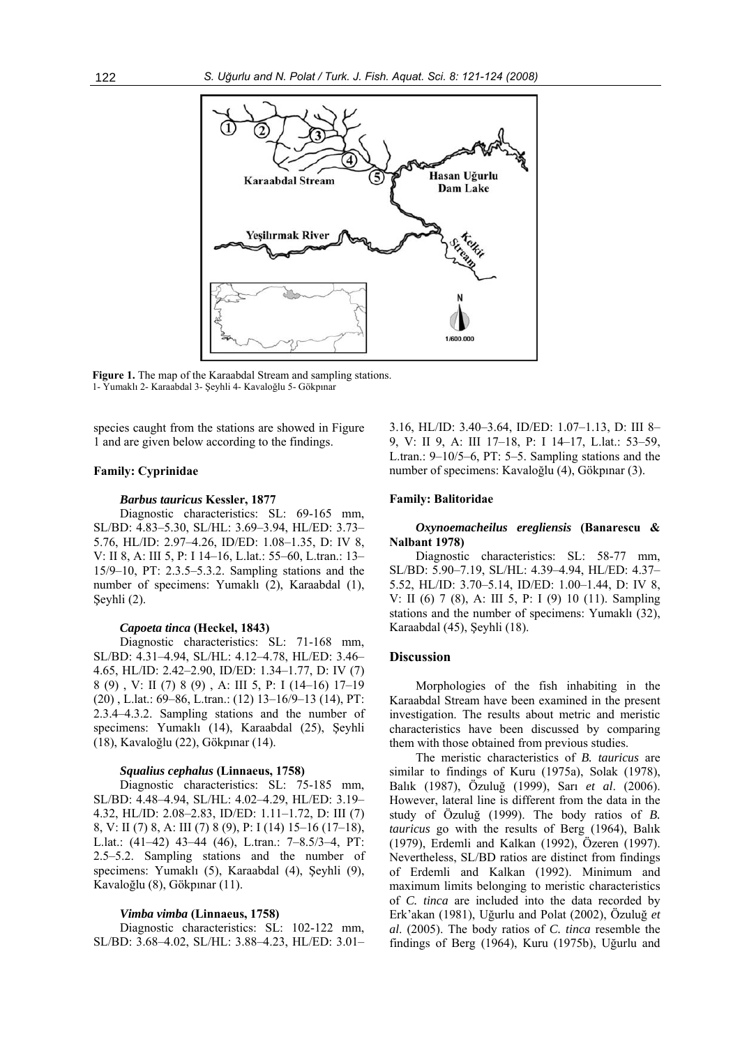**Figure 1.** The map of the Karaabdal Stream and sampling stations.
1- Yumaklı 2- Karaabdal 3- Şeyhli 4- Kavaloğlu 5- Gökpınar

species caught from the stations are showed in Figure 1 and are given below according to the findings.

#### Family: Cyprinidae

##### *Barbus tauricus* Kessler, 1877

Diagnostic characteristics: SL: 69-165 mm, SL/BD: 4.83–5.30, SL/HL: 3.69–3.94, HL/ED: 3.73–5.76, HL/ID: 2.97–4.26, ID/ED: 1.08–1.35, D: IV 8, V: II 8, A: III 5, P: I 14–16, L.lat.: 55–60, L.tran.: 13–15/9–10, PT: 2.3.5–5.3.2. Sampling stations and the number of specimens: Yumaklı (2), Karaabdal (1), Şeyhli (2).

##### *Capoeta tinca* (Heckel, 1843)

Diagnostic characteristics: SL: 71-168 mm, SL/BD: 4.31–4.94, SL/HL: 4.12–4.78, HL/ED: 3.46–4.65, HL/ID: 2.42–2.90, ID/ED: 1.34–1.77, D: IV (7) 8 (9) , V: II (7) 8 (9) , A: III 5, P: I (14–16) 17–19 (20) , L.lat.: 69–86, L.tran.: (12) 13–16/9–13 (14), PT: 2.3.4–4.3.2. Sampling stations and the number of specimens: Yumaklı (14), Karaabdal (25), Şeyhli (18), Kavaloğlu (22), Gökpınar (14).

##### *Squalius cephalus* (Linnaeus, 1758)

Diagnostic characteristics: SL: 75-185 mm, SL/BD: 4.48–4.94, SL/HL: 4.02–4.29, HL/ED: 3.19–4.32, HL/ID: 2.08–2.83, ID/ED: 1.11–1.72, D: III (7) 8, V: II (7) 8, A: III (7) 8 (9), P: I (14) 15–16 (17–18), L.lat.: (41–42) 43–44 (46), L.tran.: 7–8.5/3–4, PT: 2.5–5.2. Sampling stations and the number of specimens: Yumaklı (5), Karaabdal (4), Şeyhli (9), Kavaloğlu (8), Gökpınar (11).

##### *Vimba vimba* (Linnaeus, 1758)

Diagnostic characteristics: SL: 102-122 mm, SL/BD: 3.68–4.02, SL/HL: 3.88–4.23, HL/ED: 3.01–3.16, HL/ID: 3.40–3.64, ID/ED: 1.07–1.13, D: III 8–9, V: II 9, A: III 17–18, P: I 14–17, L.lat.: 53–59, L.tran.: 9–10/5–6, PT: 5–5. Sampling stations and the number of specimens: Kavaloğlu (4), Gökpınar (3).

#### Family: Balitoridae

##### *Oxynoemacheilus eregliensis* (Banarescu & Nalbant 1978)

Diagnostic characteristics: SL: 58-77 mm, SL/BD: 5.90–7.19, SL/HL: 4.39–4.94, HL/ED: 4.37–5.52, HL/ID: 3.70–5.14, ID/ED: 1.00–1.44, D: IV 8, V: II (6) 7 (8), A: III 5, P: I (9) 10 (11). Sampling stations and the number of specimens: Yumaklı (32), Karaabdal (45), Şeyhli (18).

## Discussion

Morphologies of the fish inhabiting in the Karaabdal Stream have been examined in the present investigation. The results about metric and meristic characteristics have been discussed by comparing them with those obtained from previous studies.

The meristic characteristics of *B. tauricus* are similar to findings of Kuru (1975a), Solak (1978), Balık (1987), Özuluğ (1999), Sarı *et al*. (2006). However, lateral line is different from the data in the study of Özuluğ (1999). The body ratios of *B. tauricus* go with the results of Berg (1964), Balık (1979), Erdemli and Kalkan (1992), Özeren (1997). Nevertheless, SL/BD ratios are distinct from findings of Erdemli and Kalkan (1992). Minimum and maximum limits belonging to meristic characteristics of *C. tinca* are included into the data recorded by Erk'akan (1981), Uğurlu and Polat (2002), Özuluğ *et al*. (2005). The body ratios of *C. tinca* resemble the findings of Berg (1964), Kuru (1975b), Uğurlu and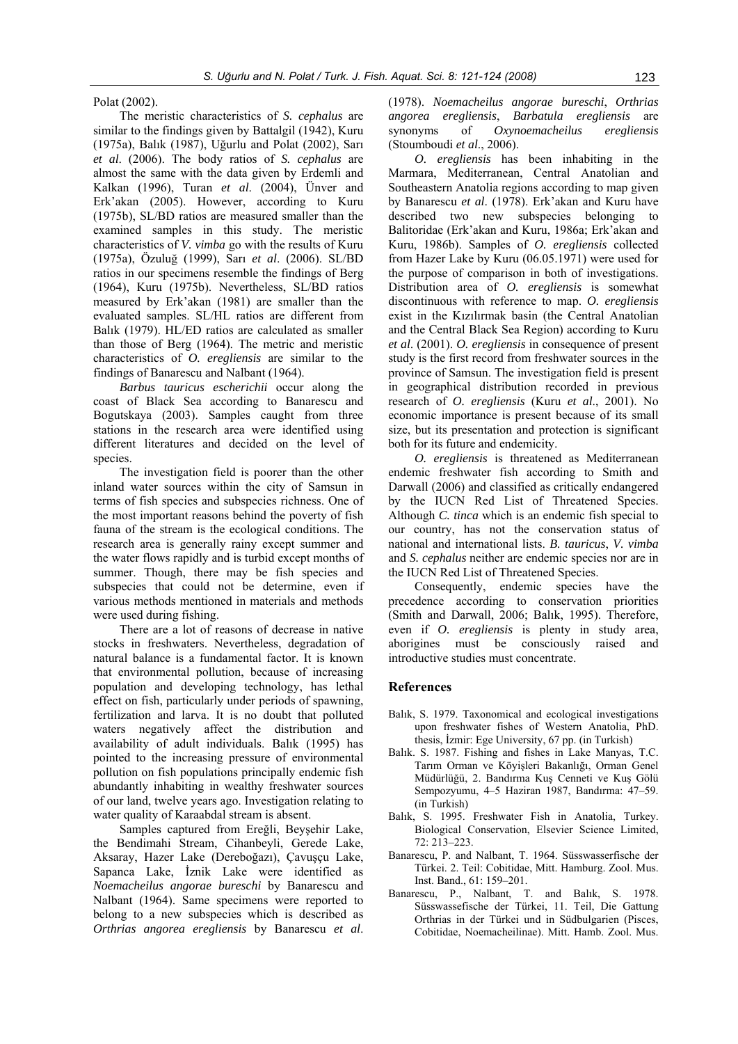Polat (2002).

The meristic characteristics of *S. cephalus* are similar to the findings given by Battalgil (1942), Kuru (1975a), Balık (1987), Uğurlu and Polat (2002), Sarı *et al*. (2006). The body ratios of *S. cephalus* are almost the same with the data given by Erdemli and Kalkan (1996), Turan *et al*. (2004), Ünver and Erk'akan (2005). However, according to Kuru (1975b), SL/BD ratios are measured smaller than the examined samples in this study. The meristic characteristics of *V. vimba* go with the results of Kuru (1975a), Özuluğ (1999), Sarı *et al*. (2006). SL/BD ratios in our specimens resemble the findings of Berg (1964), Kuru (1975b). Nevertheless, SL/BD ratios measured by Erk'akan (1981) are smaller than the evaluated samples. SL/HL ratios are different from Balık (1979). HL/ED ratios are calculated as smaller than those of Berg (1964). The metric and meristic characteristics of *O. eregliensis* are similar to the findings of Banarescu and Nalbant (1964).

*Barbus tauricus escherichii* occur along the coast of Black Sea according to Banarescu and Bogutskaya (2003). Samples caught from three stations in the research area were identified using different literatures and decided on the level of species.

The investigation field is poorer than the other inland water sources within the city of Samsun in terms of fish species and subspecies richness. One of the most important reasons behind the poverty of fish fauna of the stream is the ecological conditions. The research area is generally rainy except summer and the water flows rapidly and is turbid except months of summer. Though, there may be fish species and subspecies that could not be determine, even if various methods mentioned in materials and methods were used during fishing.

There are a lot of reasons of decrease in native stocks in freshwaters. Nevertheless, degradation of natural balance is a fundamental factor. It is known that environmental pollution, because of increasing population and developing technology, has lethal effect on fish, particularly under periods of spawning, fertilization and larva. It is no doubt that polluted waters negatively affect the distribution and availability of adult individuals. Balık (1995) has pointed to the increasing pressure of environmental pollution on fish populations principally endemic fish abundantly inhabiting in wealthy freshwater sources of our land, twelve years ago. Investigation relating to water quality of Karaabdal stream is absent.

Samples captured from Ereğli, Beyşehir Lake, the Bendimahi Stream, Cihanbeyli, Gerede Lake, Aksaray, Hazer Lake (Dereboğazı), Çavuşçu Lake, Sapanca Lake, İznik Lake were identified as *Noemacheilus angorae bureschi* by Banarescu and Nalbant (1964). Same specimens were reported to belong to a new subspecies which is described as *Orthrias angorea eregliensis* by Banarescu *et al*. (1978). *Noemacheilus angorae bureschi*, *Orthrias angorea eregliensis*, *Barbatula eregliensis* are synonyms of *Oxynoemacheilus eregliensis* (Stoumboudi *et al*., 2006).

*O. eregliensis* has been inhabiting in the Marmara, Mediterranean, Central Anatolian and Southeastern Anatolia regions according to map given by Banarescu *et al*. (1978). Erk'akan and Kuru have described two new subspecies belonging to Balitoridae (Erk'akan and Kuru, 1986a; Erk'akan and Kuru, 1986b). Samples of *O. eregliensis* collected from Hazer Lake by Kuru (06.05.1971) were used for the purpose of comparison in both of investigations. Distribution area of *O. eregliensis* is somewhat discontinuous with reference to map. *O. eregliensis* exist in the Kızılırmak basin (the Central Anatolian and the Central Black Sea Region) according to Kuru *et al*. (2001). *O. eregliensis* in consequence of present study is the first record from freshwater sources in the province of Samsun. The investigation field is present in geographical distribution recorded in previous research of *O. eregliensis* (Kuru *et al*., 2001). No economic importance is present because of its small size, but its presentation and protection is significant both for its future and endemicity.

*O. eregliensis* is threatened as Mediterranean endemic freshwater fish according to Smith and Darwall (2006) and classified as critically endangered by the IUCN Red List of Threatened Species. Although *C. tinca* which is an endemic fish special to our country, has not the conservation status of national and international lists. *B. tauricus*, *V. vimba* and *S. cephalus* neither are endemic species nor are in the IUCN Red List of Threatened Species.

Consequently, endemic species have the precedence according to conservation priorities (Smith and Darwall, 2006; Balık, 1995). Therefore, even if *O. eregliensis* is plenty in study area, aborigines must be consciously raised and introductive studies must concentrate.

## References

Balık, S. 1979. Taxonomical and ecological investigations upon freshwater fishes of Western Anatolia, PhD. thesis, İzmir: Ege University, 67 pp. (in Turkish)

Balık. S. 1987. Fishing and fishes in Lake Manyas, T.C. Tarım Orman ve Köyişleri Bakanlığı, Orman Genel Müdürlüğü, 2. Bandırma Kuş Cenneti ve Kuş Gölü Sempozyumu, 4–5 Haziran 1987, Bandırma: 47–59. (in Turkish)

Balık, S. 1995. Freshwater Fish in Anatolia, Turkey. Biological Conservation, Elsevier Science Limited, 72: 213–223.

Banarescu, P. and Nalbant, T. 1964. Süsswasserfische der Türkei. 2. Teil: Cobitidae, Mitt. Hamburg. Zool. Mus. Inst. Band., 61: 159–201.

Banarescu, P., Nalbant, T. and Balık, S. 1978. Süsswassefische der Türkei, 11. Teil, Die Gattung Orthrias in der Türkei und in Südbulgarien (Pisces, Cobitidae, Noemacheilinae). Mitt. Hamb. Zool. Mus.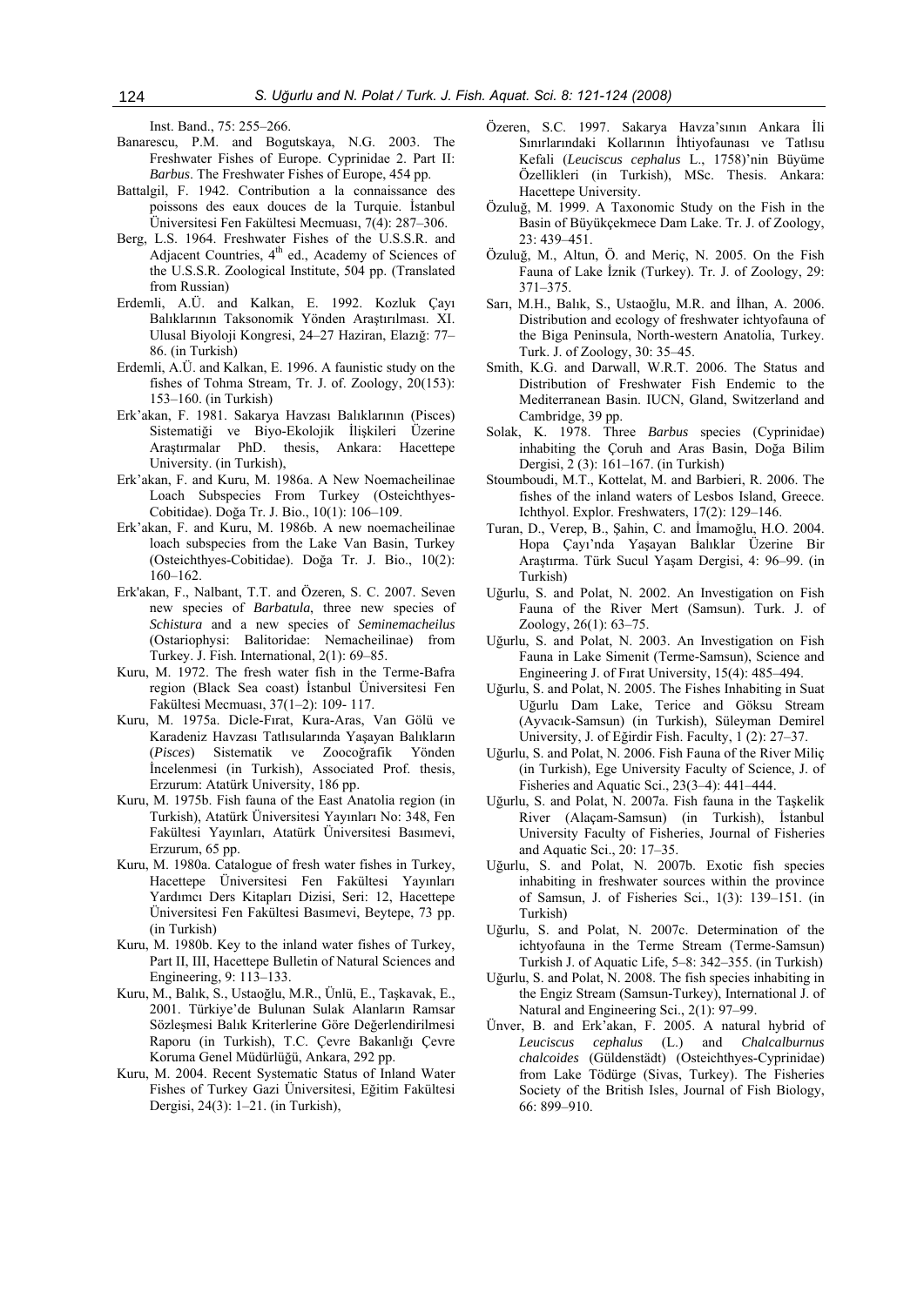Inst. Band., 75: 255–266.

Banarescu, P.M. and Bogutskaya, N.G. 2003. The Freshwater Fishes of Europe. Cyprinidae 2. Part II: *Barbus*. The Freshwater Fishes of Europe, 454 pp.

Battalgil, F. 1942. Contribution a la connaissance des poissons des eaux douces de la Turquie. İstanbul Üniversitesi Fen Fakültesi Mecmuası, 7(4): 287–306.

Berg, L.S. 1964. Freshwater Fishes of the U.S.S.R. and Adjacent Countries, 4th ed., Academy of Sciences of the U.S.S.R. Zoological Institute, 504 pp. (Translated from Russian)

Erdemli, A.Ü. and Kalkan, E. 1992. Kozluk Çayı Balıklarının Taksonomik Yönden Araştırılması. XI. Ulusal Biyoloji Kongresi, 24–27 Haziran, Elazığ: 77–86. (in Turkish)

Erdemli, A.Ü. and Kalkan, E. 1996. A faunistic study on the fishes of Tohma Stream, Tr. J. of. Zoology, 20(153): 153–160. (in Turkish)

Erk'akan, F. 1981. Sakarya Havzası Balıklarının (Pisces) Sistematiği ve Biyo-Ekolojik İlişkileri Üzerine Araştırmalar PhD. thesis, Ankara: Hacettepe University. (in Turkish),

Erk'akan, F. and Kuru, M. 1986a. A New Noemacheilinae Loach Subspecies From Turkey (Osteichthyes-Cobitidae). Doğa Tr. J. Bio., 10(1): 106–109.

Erk'akan, F. and Kuru, M. 1986b. A new noemacheilinae loach subspecies from the Lake Van Basin, Turkey (Osteichthyes-Cobitidae). Doğa Tr. J. Bio., 10(2): 160–162.

Erk'akan, F., Nalbant, T.T. and Özeren, S. C. 2007. Seven new species of *Barbatula*, three new species of *Schistura* and a new species of *Seminemacheilus* (Ostariophysi: Balitoridae: Nemacheilinae) from Turkey. J. Fish. International, 2(1): 69–85.

Kuru, M. 1972. The fresh water fish in the Terme-Bafra region (Black Sea coast) İstanbul Üniversitesi Fen Fakültesi Mecmuası, 37(1–2): 109- 117.

Kuru, M. 1975a. Dicle-Fırat, Kura-Aras, Van Gölü ve Karadeniz Havzası Tatlısularında Yaşayan Balıkların (*Pisces*) Sistematik ve Zoocoğrafik Yönden İncelenmesi (in Turkish), Associated Prof. thesis, Erzurum: Atatürk University, 186 pp.

Kuru, M. 1975b. Fish fauna of the East Anatolia region (in Turkish), Atatürk Üniversitesi Yayınları No: 348, Fen Fakültesi Yayınları, Atatürk Üniversitesi Basımevi, Erzurum, 65 pp.

Kuru, M. 1980a. Catalogue of fresh water fishes in Turkey, Hacettepe Üniversitesi Fen Fakültesi Yayınları Yardımcı Ders Kitapları Dizisi, Seri: 12, Hacettepe Üniversitesi Fen Fakültesi Basımevi, Beytepe, 73 pp. (in Turkish)

Kuru, M. 1980b. Key to the inland water fishes of Turkey, Part II, III, Hacettepe Bulletin of Natural Sciences and Engineering, 9: 113–133.

Kuru, M., Balık, S., Ustaoğlu, M.R., Ünlü, E., Taşkavak, E., 2001. Türkiye'de Bulunan Sulak Alanların Ramsar Sözleşmesi Balık Kriterlerine Göre Değerlendirilmesi Raporu (in Turkish), T.C. Çevre Bakanlığı Çevre Koruma Genel Müdürlüğü, Ankara, 292 pp.

Kuru, M. 2004. Recent Systematic Status of Inland Water Fishes of Turkey Gazi Üniversitesi, Eğitim Fakültesi Dergisi, 24(3): 1–21. (in Turkish),

Özeren, S.C. 1997. Sakarya Havza'sının Ankara İli Sınırlarındaki Kollarının İhtiyofaunası ve Tatlısu Kefali (*Leuciscus cephalus* L., 1758)'nin Büyüme Özellikleri (in Turkish), MSc. Thesis. Ankara: Hacettepe University.

Özuluğ, M. 1999. A Taxonomic Study on the Fish in the Basin of Büyükçekmece Dam Lake. Tr. J. of Zoology, 23: 439–451.

Özuluğ, M., Altun, Ö. and Meriç, N. 2005. On the Fish Fauna of Lake İznik (Turkey). Tr. J. of Zoology, 29: 371–375.

Sarı, M.H., Balık, S., Ustaoğlu, M.R. and İlhan, A. 2006. Distribution and ecology of freshwater ichtyofauna of the Biga Peninsula, North-western Anatolia, Turkey. Turk. J. of Zoology, 30: 35–45.

Smith, K.G. and Darwall, W.R.T. 2006. The Status and Distribution of Freshwater Fish Endemic to the Mediterranean Basin. IUCN, Gland, Switzerland and Cambridge, 39 pp.

Solak, K. 1978. Three *Barbus* species (Cyprinidae) inhabiting the Çoruh and Aras Basin, Doğa Bilim Dergisi, 2 (3): 161–167. (in Turkish)

Stoumboudi, M.T., Kottelat, M. and Barbieri, R. 2006. The fishes of the inland waters of Lesbos Island, Greece. Ichthyol. Explor. Freshwaters, 17(2): 129–146.

Turan, D., Verep, B., Şahin, C. and İmamoğlu, H.O. 2004. Hopa Çayı'nda Yaşayan Balıklar Üzerine Bir Araştırma. Türk Sucul Yaşam Dergisi, 4: 96–99. (in Turkish)

Uğurlu, S. and Polat, N. 2002. An Investigation on Fish Fauna of the River Mert (Samsun). Turk. J. of Zoology, 26(1): 63–75.

Uğurlu, S. and Polat, N. 2003. An Investigation on Fish Fauna in Lake Simenit (Terme-Samsun), Science and Engineering J. of Fırat University, 15(4): 485–494.

Uğurlu, S. and Polat, N. 2005. The Fishes Inhabiting in Suat Uğurlu Dam Lake, Terice and Göksu Stream (Ayvacık-Samsun) (in Turkish), Süleyman Demirel University, J. of Eğirdir Fish. Faculty, 1 (2): 27–37.

Uğurlu, S. and Polat, N. 2006. Fish Fauna of the River Miliç (in Turkish), Ege University Faculty of Science, J. of Fisheries and Aquatic Sci., 23(3–4): 441–444.

Uğurlu, S. and Polat, N. 2007a. Fish fauna in the Taşkelik River (Alaçam-Samsun) (in Turkish), İstanbul University Faculty of Fisheries, Journal of Fisheries and Aquatic Sci., 20: 17–35.

Uğurlu, S. and Polat, N. 2007b. Exotic fish species inhabiting in freshwater sources within the province of Samsun, J. of Fisheries Sci., 1(3): 139–151. (in Turkish)

Uğurlu, S. and Polat, N. 2007c. Determination of the ichtyofauna in the Terme Stream (Terme-Samsun) Turkish J. of Aquatic Life, 5–8: 342–355. (in Turkish)

Uğurlu, S. and Polat, N. 2008. The fish species inhabiting in the Engiz Stream (Samsun-Turkey), International J. of Natural and Engineering Sci., 2(1): 97–99.

Ünver, B. and Erk'akan, F. 2005. A natural hybrid of *Leuciscus cephalus* (L.) and *Chalcalburnus chalcoides* (Güldenstädt) (Osteichthyes-Cyprinidae) from Lake Tödürge (Sivas, Turkey). The Fisheries Society of the British Isles, Journal of Fish Biology, 66: 899–910.